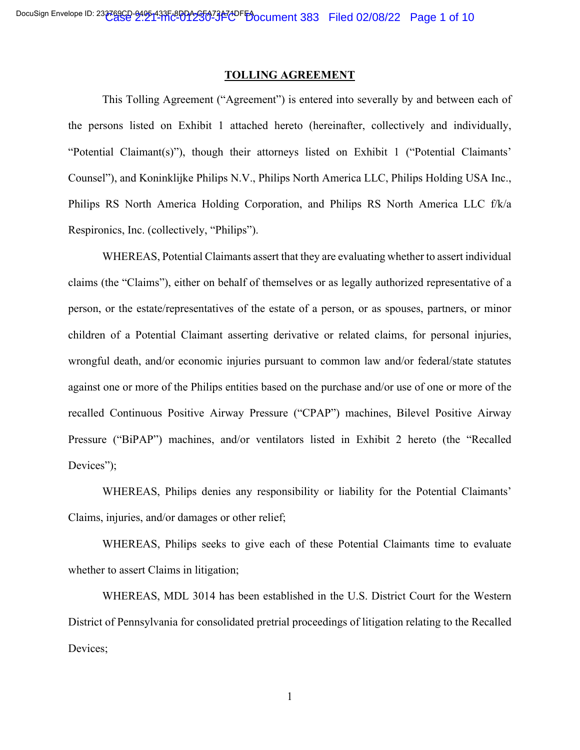# TOLLING AGREEMENT

This Tolling Agreement ("Agreement") is entered into severally by and between each of the persons listed on Exhibit 1 attached hereto (hereinafter, collectively and individually, "Potential Claimant(s)"), though their attorneys listed on Exhibit 1 ("Potential Claimants' Counsel"), and Koninklijke Philips N.V., Philips North America LLC, Philips Holding USA Inc., Philips RS North America Holding Corporation, and Philips RS North America LLC f/k/a Respironics, Inc. (collectively, "Philips").

WHEREAS, Potential Claimants assert that they are evaluating whether to assert individual claims (the "Claims"), either on behalf of themselves or as legally authorized representative of a person, or the estate/representatives of the estate of a person, or as spouses, partners, or minor children of a Potential Claimant asserting derivative or related claims, for personal injuries, wrongful death, and/or economic injuries pursuant to common law and/or federal/state statutes against one or more of the Philips entities based on the purchase and/or use of one or more of the recalled Continuous Positive Airway Pressure ("CPAP") machines, Bilevel Positive Airway Pressure ("BiPAP") machines, and/or ventilators listed in Exhibit 2 hereto (the "Recalled Devices");

WHEREAS, Philips denies any responsibility or liability for the Potential Claimants' Claims, injuries, and/or damages or other relief;

WHEREAS, Philips seeks to give each of these Potential Claimants time to evaluate whether to assert Claims in litigation;

WHEREAS, MDL 3014 has been established in the U.S. District Court for the Western District of Pennsylvania for consolidated pretrial proceedings of litigation relating to the Recalled Devices;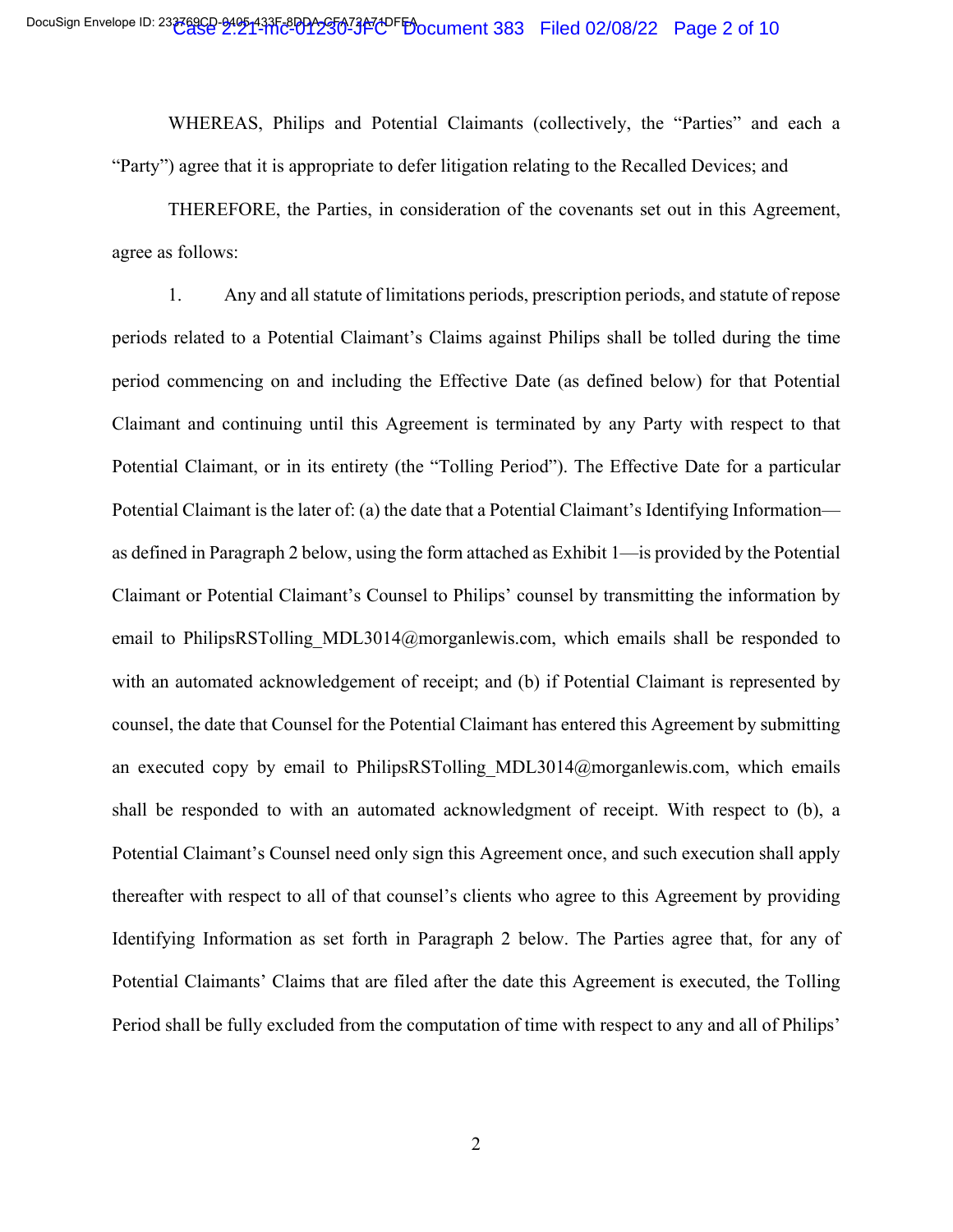WHEREAS, Philips and Potential Claimants (collectively, the "Parties" and each a "Party") agree that it is appropriate to defer litigation relating to the Recalled Devices; and

THEREFORE, the Parties, in consideration of the covenants set out in this Agreement, agree as follows:

1. Any and all statute of limitations periods, prescription periods, and statute of repose periods related to a Potential Claimant's Claims against Philips shall be tolled during the time period commencing on and including the Effective Date (as defined below) for that Potential Claimant and continuing until this Agreement is terminated by any Party with respect to that Potential Claimant, or in its entirety (the "Tolling Period"). The Effective Date for a particular Potential Claimant is the later of: (a) the date that a Potential Claimant's Identifying Information—as defined in Paragraph 2 below, using the form attached as Exhibit 1—is provided by the Potential Claimant or Potential Claimant's Counsel to Philips' counsel by transmitting the information by email to PhilipsRSTolling_MDL3014@morganlewis.com, which emails shall be responded to with an automated acknowledgement of receipt; and (b) if Potential Claimant is represented by counsel, the date that Counsel for the Potential Claimant has entered this Agreement by submitting an executed copy by email to PhilipsRSTolling_MDL3014@morganlewis.com, which emails shall be responded to with an automated acknowledgment of receipt. With respect to (b), a Potential Claimant's Counsel need only sign this Agreement once, and such execution shall apply thereafter with respect to all of that counsel's clients who agree to this Agreement by providing Identifying Information as set forth in Paragraph 2 below. The Parties agree that, for any of Potential Claimants' Claims that are filed after the date this Agreement is executed, the Tolling Period shall be fully excluded from the computation of time with respect to any and all of Philips'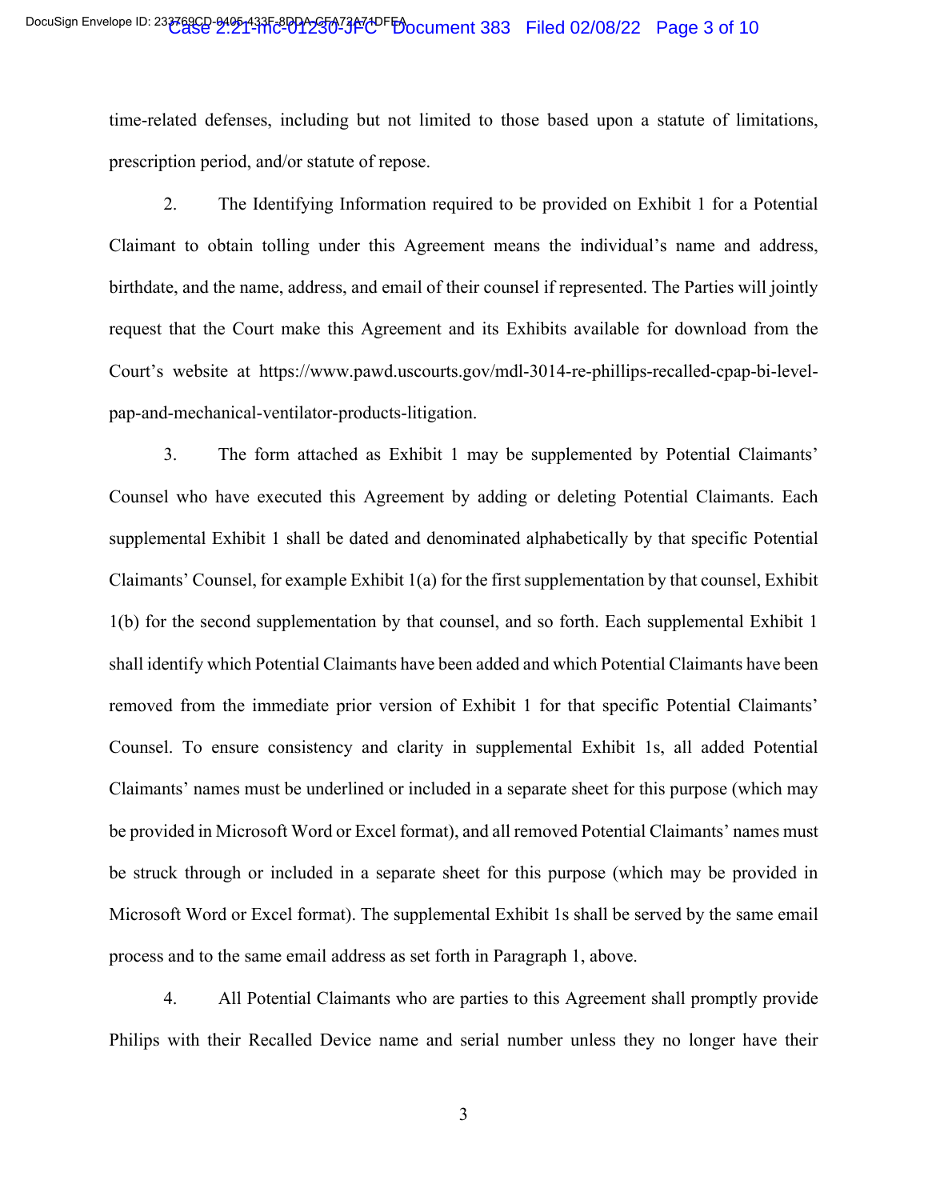time-related defenses, including but not limited to those based upon a statute of limitations, prescription period, and/or statute of repose.

2. The Identifying Information required to be provided on Exhibit 1 for a Potential Claimant to obtain tolling under this Agreement means the individual's name and address, birthdate, and the name, address, and email of their counsel if represented. The Parties will jointly request that the Court make this Agreement and its Exhibits available for download from the Court's website at https://www.pawd.uscourts.gov/mdl-3014-re-phillips-recalled-cpap-bi-level-pap-and-mechanical-ventilator-products-litigation.

3. The form attached as Exhibit 1 may be supplemented by Potential Claimants' Counsel who have executed this Agreement by adding or deleting Potential Claimants. Each supplemental Exhibit 1 shall be dated and denominated alphabetically by that specific Potential Claimants' Counsel, for example Exhibit 1(a) for the first supplementation by that counsel, Exhibit 1(b) for the second supplementation by that counsel, and so forth. Each supplemental Exhibit 1 shall identify which Potential Claimants have been added and which Potential Claimants have been removed from the immediate prior version of Exhibit 1 for that specific Potential Claimants' Counsel. To ensure consistency and clarity in supplemental Exhibit 1s, all added Potential Claimants' names must be underlined or included in a separate sheet for this purpose (which may be provided in Microsoft Word or Excel format), and all removed Potential Claimants' names must be struck through or included in a separate sheet for this purpose (which may be provided in Microsoft Word or Excel format). The supplemental Exhibit 1s shall be served by the same email process and to the same email address as set forth in Paragraph 1, above.

4. All Potential Claimants who are parties to this Agreement shall promptly provide Philips with their Recalled Device name and serial number unless they no longer have their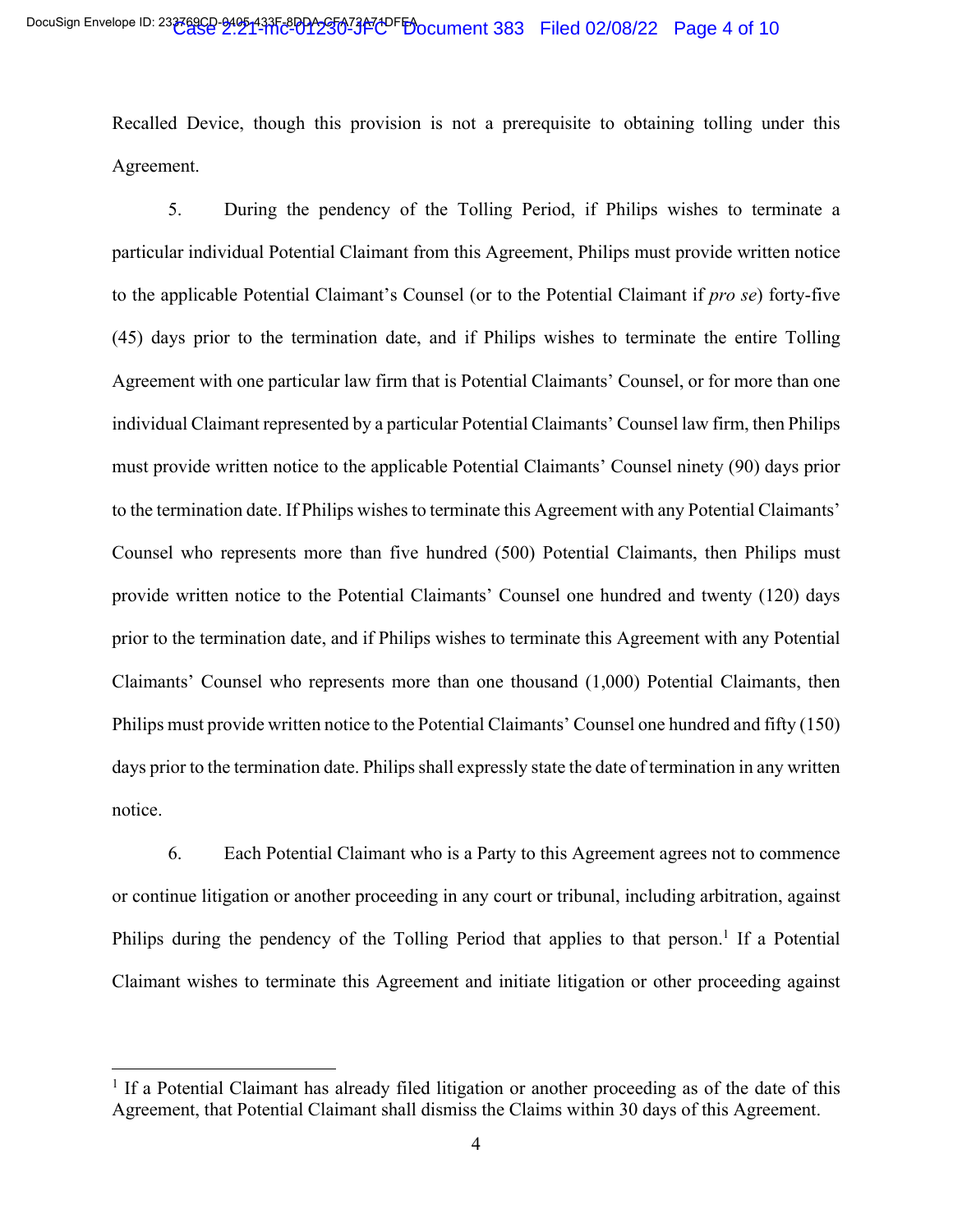Recalled Device, though this provision is not a prerequisite to obtaining tolling under this Agreement.

5. During the pendency of the Tolling Period, if Philips wishes to terminate a particular individual Potential Claimant from this Agreement, Philips must provide written notice to the applicable Potential Claimant's Counsel (or to the Potential Claimant if *pro se*) forty-five (45) days prior to the termination date, and if Philips wishes to terminate the entire Tolling Agreement with one particular law firm that is Potential Claimants' Counsel, or for more than one individual Claimant represented by a particular Potential Claimants' Counsel law firm, then Philips must provide written notice to the applicable Potential Claimants' Counsel ninety (90) days prior to the termination date. If Philips wishes to terminate this Agreement with any Potential Claimants' Counsel who represents more than five hundred (500) Potential Claimants, then Philips must provide written notice to the Potential Claimants' Counsel one hundred and twenty (120) days prior to the termination date, and if Philips wishes to terminate this Agreement with any Potential Claimants' Counsel who represents more than one thousand (1,000) Potential Claimants, then Philips must provide written notice to the Potential Claimants' Counsel one hundred and fifty (150) days prior to the termination date. Philips shall expressly state the date of termination in any written notice.

6. Each Potential Claimant who is a Party to this Agreement agrees not to commence or continue litigation or another proceeding in any court or tribunal, including arbitration, against Philips during the pendency of the Tolling Period that applies to that person.[1] If a Potential Claimant wishes to terminate this Agreement and initiate litigation or other proceeding against

[1] If a Potential Claimant has already filed litigation or another proceeding as of the date of this Agreement, that Potential Claimant shall dismiss the Claims within 30 days of this Agreement.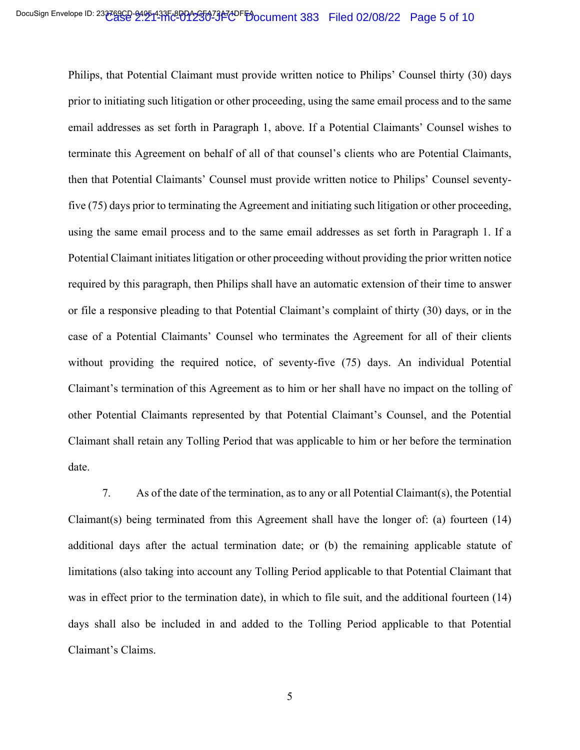Philips, that Potential Claimant must provide written notice to Philips' Counsel thirty (30) days prior to initiating such litigation or other proceeding, using the same email process and to the same email addresses as set forth in Paragraph 1, above. If a Potential Claimants' Counsel wishes to terminate this Agreement on behalf of all of that counsel's clients who are Potential Claimants, then that Potential Claimants' Counsel must provide written notice to Philips' Counsel seventy-five (75) days prior to terminating the Agreement and initiating such litigation or other proceeding, using the same email process and to the same email addresses as set forth in Paragraph 1. If a Potential Claimant initiates litigation or other proceeding without providing the prior written notice required by this paragraph, then Philips shall have an automatic extension of their time to answer or file a responsive pleading to that Potential Claimant's complaint of thirty (30) days, or in the case of a Potential Claimants' Counsel who terminates the Agreement for all of their clients without providing the required notice, of seventy-five (75) days. An individual Potential Claimant's termination of this Agreement as to him or her shall have no impact on the tolling of other Potential Claimants represented by that Potential Claimant's Counsel, and the Potential Claimant shall retain any Tolling Period that was applicable to him or her before the termination date.

7. As of the date of the termination, as to any or all Potential Claimant(s), the Potential Claimant(s) being terminated from this Agreement shall have the longer of: (a) fourteen (14) additional days after the actual termination date; or (b) the remaining applicable statute of limitations (also taking into account any Tolling Period applicable to that Potential Claimant that was in effect prior to the termination date), in which to file suit, and the additional fourteen (14) days shall also be included in and added to the Tolling Period applicable to that Potential Claimant's Claims.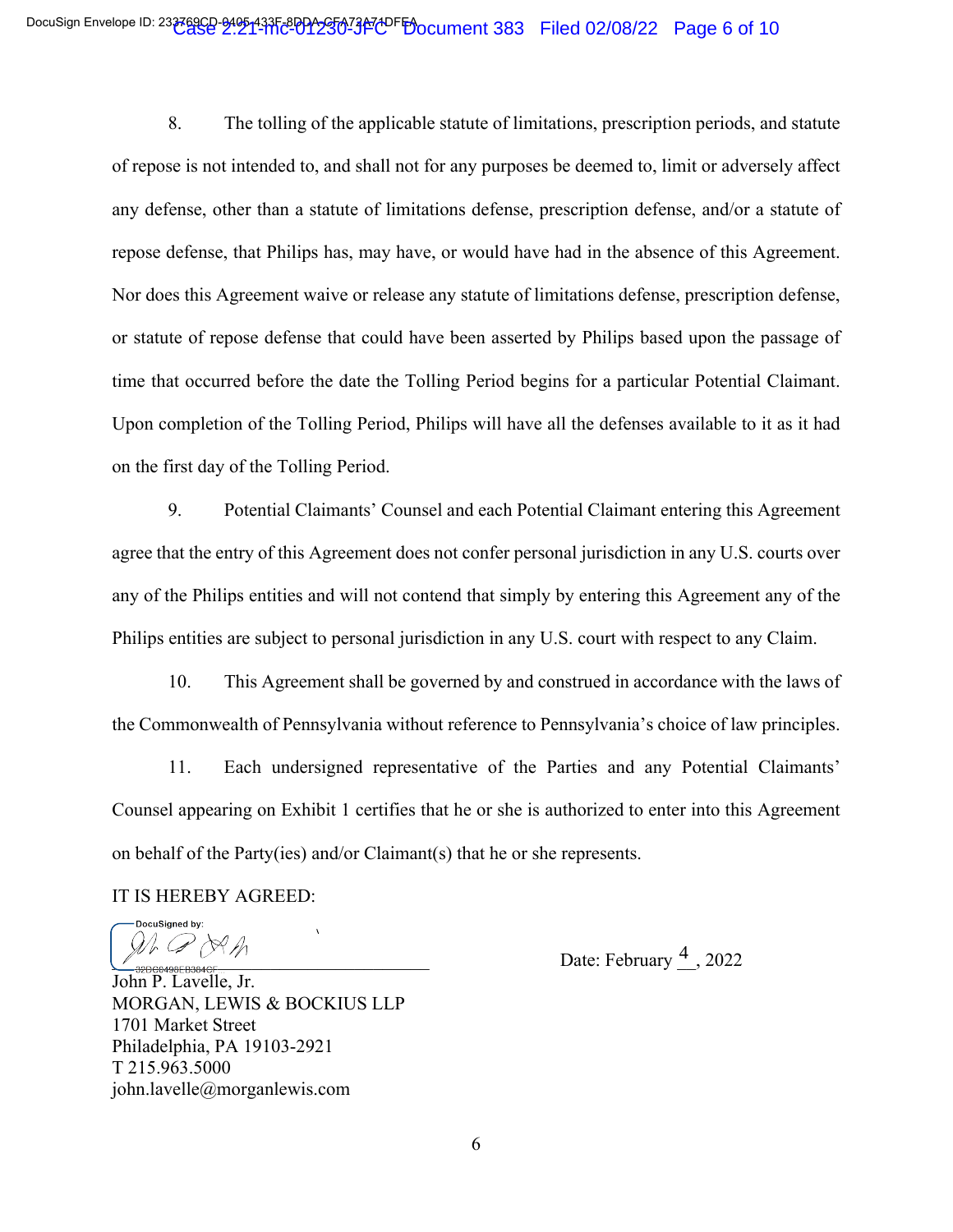8. The tolling of the applicable statute of limitations, prescription periods, and statute of repose is not intended to, and shall not for any purposes be deemed to, limit or adversely affect any defense, other than a statute of limitations defense, prescription defense, and/or a statute of repose defense, that Philips has, may have, or would have had in the absence of this Agreement. Nor does this Agreement waive or release any statute of limitations defense, prescription defense, or statute of repose defense that could have been asserted by Philips based upon the passage of time that occurred before the date the Tolling Period begins for a particular Potential Claimant. Upon completion of the Tolling Period, Philips will have all the defenses available to it as it had on the first day of the Tolling Period.

9. Potential Claimants' Counsel and each Potential Claimant entering this Agreement agree that the entry of this Agreement does not confer personal jurisdiction in any U.S. courts over any of the Philips entities and will not contend that simply by entering this Agreement any of the Philips entities are subject to personal jurisdiction in any U.S. court with respect to any Claim.

10. This Agreement shall be governed by and construed in accordance with the laws of the Commonwealth of Pennsylvania without reference to Pennsylvania's choice of law principles.

11. Each undersigned representative of the Parties and any Potential Claimants' Counsel appearing on Exhibit 1 certifies that he or she is authorized to enter into this Agreement on behalf of the Party(ies) and/or Claimant(s) that he or she represents.

IT IS HEREBY AGREED:

DocuSigned by:

\_\_\_\_\_\_\_\_\_\_\_\_\_\_\_\_\_\_\_\_\_\_\_\_\_\_\_\_\_\_ Date: February 4, 2022

John P. Lavelle, Jr.
MORGAN, LEWIS & BOCKIUS LLP
1701 Market Street
Philadelphia, PA 19103-2921
T 215.963.5000
john.lavelle@morganlewis.com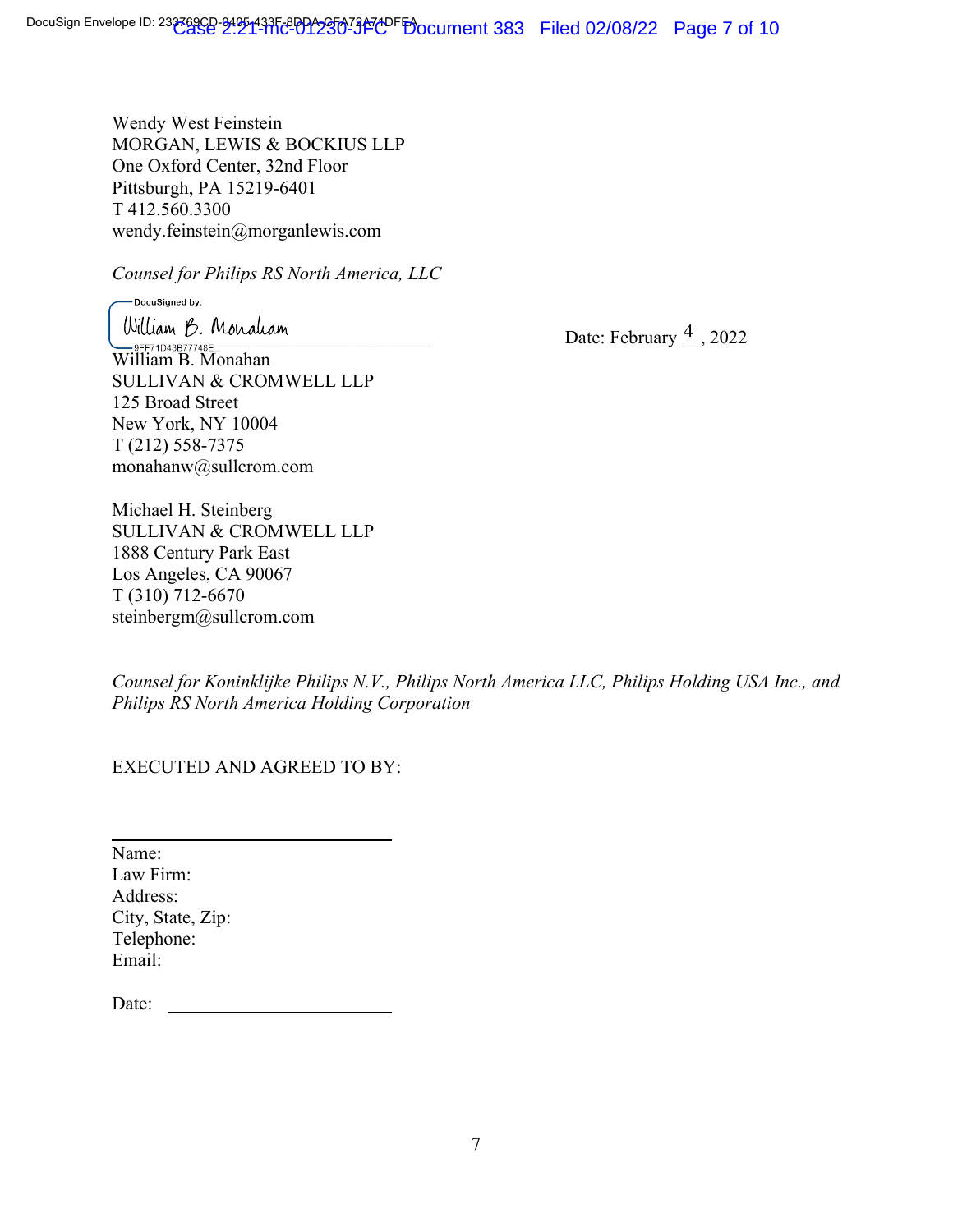Wendy West Feinstein
MORGAN, LEWIS & BOCKIUS LLP
One Oxford Center, 32nd Floor
Pittsburgh, PA 15219-6401
T 412.560.3300
wendy.feinstein@morganlewis.com

*Counsel for Philips RS North America, LLC*

DocuSigned by:
William B. Monahan
9FF71D43B77748E

Date: February 4, 2022

William B. Monahan
SULLIVAN & CROMWELL LLP
125 Broad Street
New York, NY 10004
T (212) 558-7375
monahanw@sullcrom.com

Michael H. Steinberg
SULLIVAN & CROMWELL LLP
1888 Century Park East
Los Angeles, CA 90067
T (310) 712-6670
steinbergm@sullcrom.com

*Counsel for Koninklijke Philips N.V., Philips North America LLC, Philips Holding USA Inc., and Philips RS North America Holding Corporation*

EXECUTED AND AGREED TO BY:

\_\_\_\_\_\_\_\_\_\_\_\_\_\_\_\_\_\_\_\_\_\_\_\_\_\_\_\_\_\_\_\_
Name:
Law Firm:
Address:
City, State, Zip:
Telephone:
Email:

Date: \_\_\_\_\_\_\_\_\_\_\_\_\_\_\_\_\_\_\_\_\_\_\_\_\_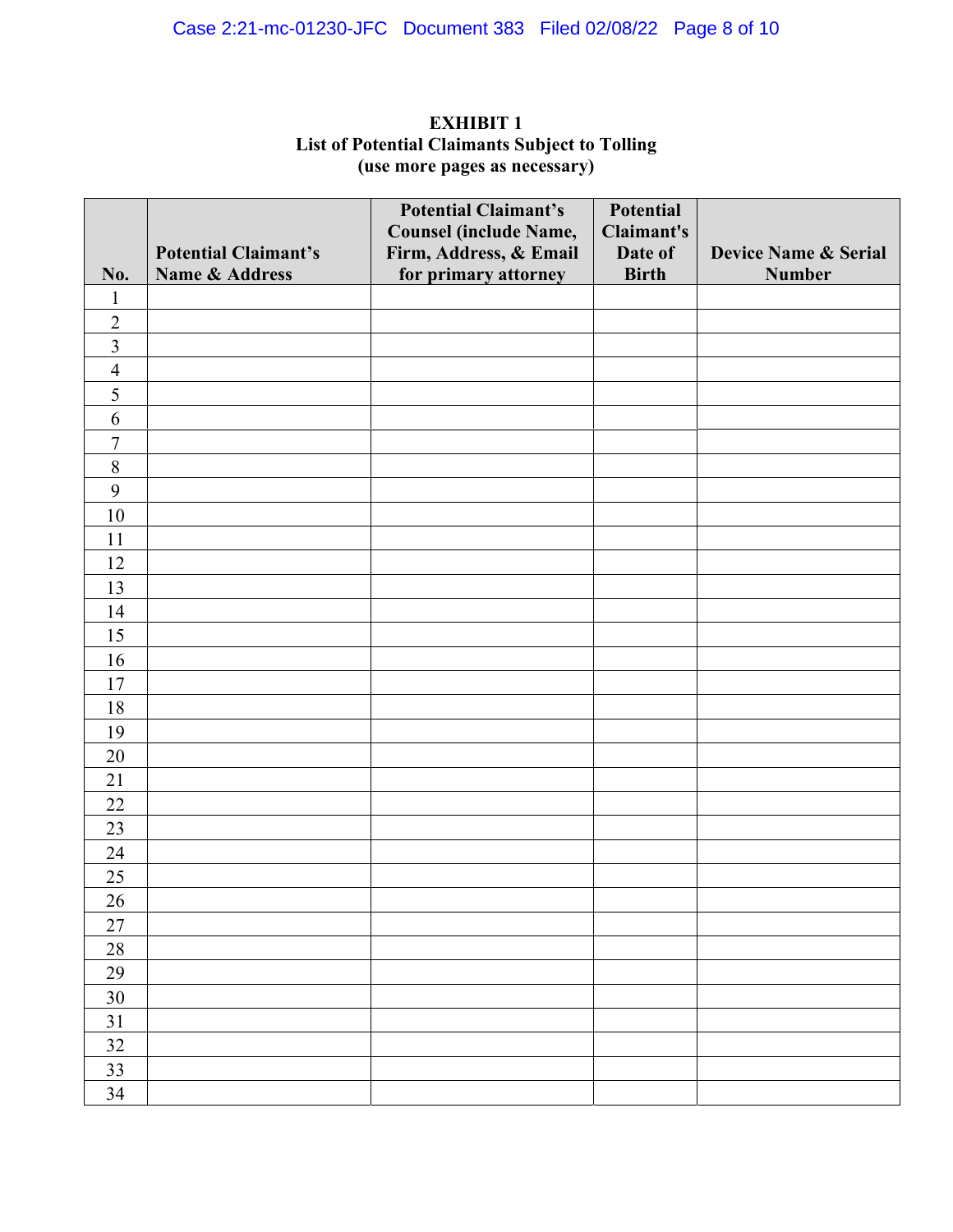**EXHIBIT 1**
**List of Potential Claimants Subject to Tolling**
**(use more pages as necessary)**

| No. | Potential Claimant's Name & Address | Potential Claimant's Counsel (include Name, Firm, Address, & Email for primary attorney | Potential Claimant's Date of Birth | Device Name & Serial Number |
|---|---|---|---|---|
| 1 | | | | |
| 2 | | | | |
| 3 | | | | |
| 4 | | | | |
| 5 | | | | |
| 6 | | | | |
| 7 | | | | |
| 8 | | | | |
| 9 | | | | |
| 10 | | | | |
| 11 | | | | |
| 12 | | | | |
| 13 | | | | |
| 14 | | | | |
| 15 | | | | |
| 16 | | | | |
| 17 | | | | |
| 18 | | | | |
| 19 | | | | |
| 20 | | | | |
| 21 | | | | |
| 22 | | | | |
| 23 | | | | |
| 24 | | | | |
| 25 | | | | |
| 26 | | | | |
| 27 | | | | |
| 28 | | | | |
| 29 | | | | |
| 30 | | | | |
| 31 | | | | |
| 32 | | | | |
| 33 | | | | |
| 34 | | | | |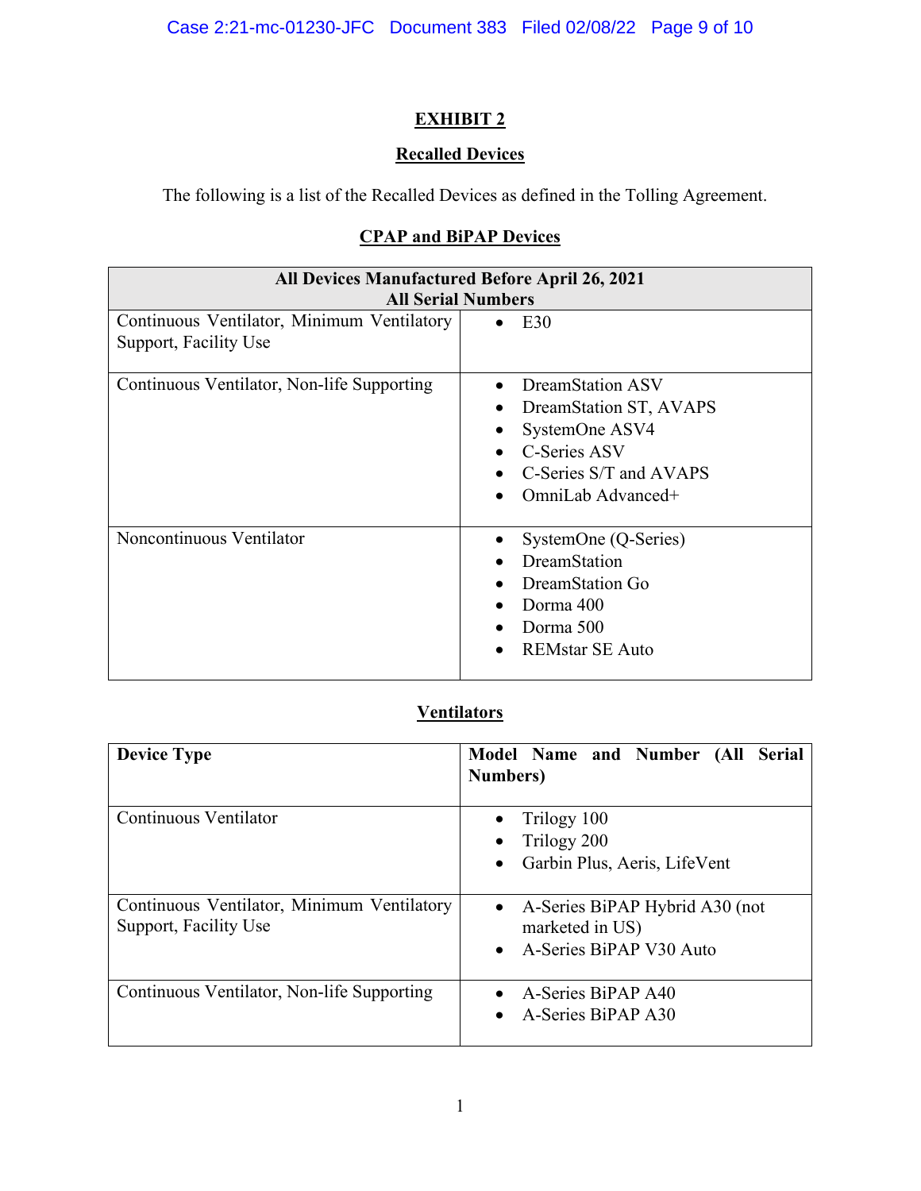# EXHIBIT 2

## Recalled Devices

The following is a list of the Recalled Devices as defined in the Tolling Agreement.

### CPAP and BiPAP Devices

| All Devices Manufactured Before April 26, 2021<br>All Serial Numbers | |
|---|---|
| Continuous Ventilator, Minimum Ventilatory Support, Facility Use | • E30 |
| Continuous Ventilator, Non-life Supporting | • DreamStation ASV<br>• DreamStation ST, AVAPS<br>• SystemOne ASV4<br>• C-Series ASV<br>• C-Series S/T and AVAPS<br>• OmniLab Advanced+ |
| Noncontinuous Ventilator | • SystemOne (Q-Series)<br>• DreamStation<br>• DreamStation Go<br>• Dorma 400<br>• Dorma 500<br>• REMstar SE Auto |

### Ventilators

| Device Type | Model Name and Number (All Serial Numbers) |
|---|---|
| Continuous Ventilator | • Trilogy 100<br>• Trilogy 200<br>• Garbin Plus, Aeris, LifeVent |
| Continuous Ventilator, Minimum Ventilatory Support, Facility Use | • A-Series BiPAP Hybrid A30 (not marketed in US)<br>• A-Series BiPAP V30 Auto |
| Continuous Ventilator, Non-life Supporting | • A-Series BiPAP A40<br>• A-Series BiPAP A30 |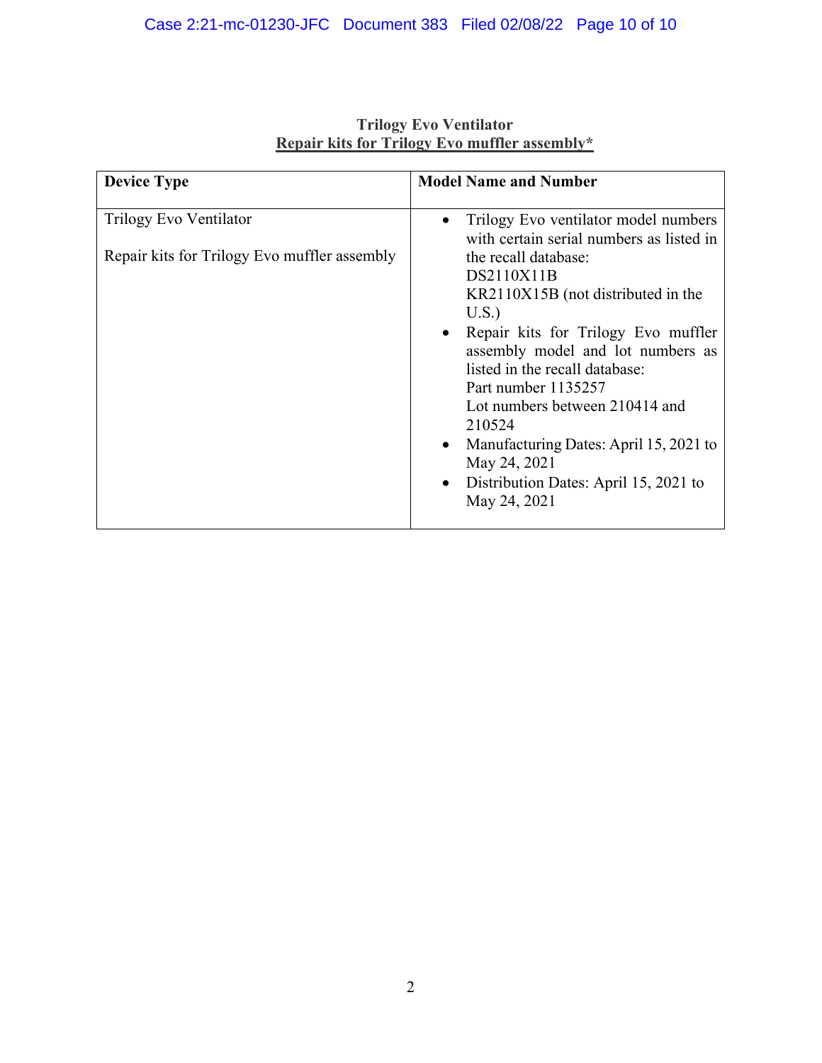**Trilogy Evo Ventilator**

**Repair kits for Trilogy Evo muffler assembly***

| Device Type | Model Name and Number |
|---|---|
| Trilogy Evo Ventilator<br><br>Repair kits for Trilogy Evo muffler assembly | • Trilogy Evo ventilator model numbers with certain serial numbers as listed in the recall database:<br>DS2110X11B<br>KR2110X15B (not distributed in the U.S.)<br>• Repair kits for Trilogy Evo muffler assembly model and lot numbers as listed in the recall database:<br>Part number 1135257<br>Lot numbers between 210414 and 210524<br>• Manufacturing Dates: April 15, 2021 to May 24, 2021<br>• Distribution Dates: April 15, 2021 to May 24, 2021 |